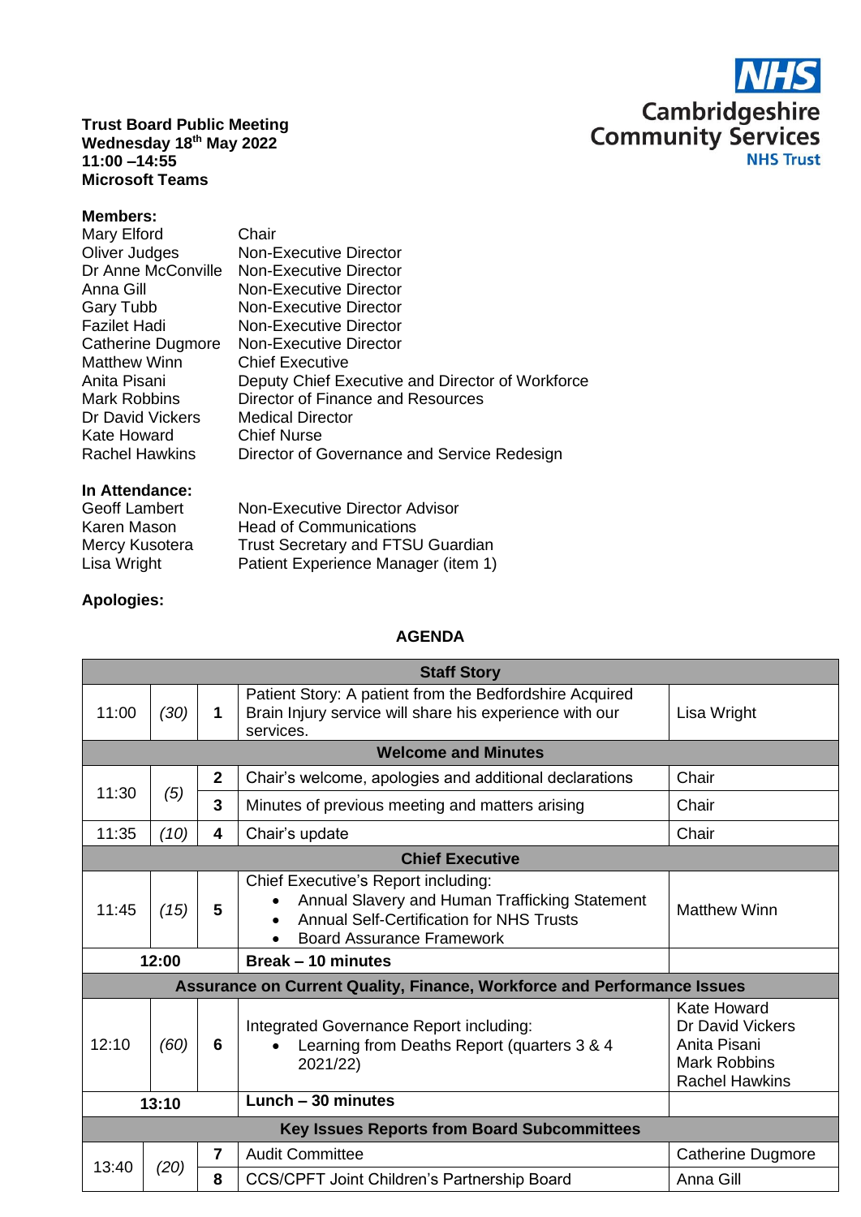**Trust Board Public Meeting**
**Wednesday 18th May 2022**
**11:00 –14:55**
**Microsoft Teams**

Cambridgeshire Community Services NHS Trust

**Members:**

| | |
|---|---|
| Mary Elford | Chair |
| Oliver Judges | Non-Executive Director |
| Dr Anne McConville | Non-Executive Director |
| Anna Gill | Non-Executive Director |
| Gary Tubb | Non-Executive Director |
| Fazilet Hadi | Non-Executive Director |
| Catherine Dugmore | Non-Executive Director |
| Matthew Winn | Chief Executive |
| Anita Pisani | Deputy Chief Executive and Director of Workforce |
| Mark Robbins | Director of Finance and Resources |
| Dr David Vickers | Medical Director |
| Kate Howard | Chief Nurse |
| Rachel Hawkins | Director of Governance and Service Redesign |

**In Attendance:**

| | |
|---|---|
| Geoff Lambert | Non-Executive Director Advisor |
| Karen Mason | Head of Communications |
| Mercy Kusotera | Trust Secretary and FTSU Guardian |
| Lisa Wright | Patient Experience Manager (item 1) |

**Apologies:**

**AGENDA**

| | | | | |
|---|---|---|---|---|
| **Staff Story** | | | | |
| 11:00 | *(30)* | 1 | Patient Story: A patient from the Bedfordshire Acquired Brain Injury service will share his experience with our services. | Lisa Wright |
| **Welcome and Minutes** | | | | |
| 11:30 | *(5)* | 2 | Chair's welcome, apologies and additional declarations | Chair |
| | | 3 | Minutes of previous meeting and matters arising | Chair |
| 11:35 | *(10)* | 4 | Chair's update | Chair |
| **Chief Executive** | | | | |
| 11:45 | *(15)* | 5 | Chief Executive's Report including:<br>• Annual Slavery and Human Trafficking Statement<br>• Annual Self-Certification for NHS Trusts<br>• Board Assurance Framework | Matthew Winn |
| **12:00** | | | **Break – 10 minutes** | |
| **Assurance on Current Quality, Finance, Workforce and Performance Issues** | | | | |
| 12:10 | *(60)* | 6 | Integrated Governance Report including:<br>• Learning from Deaths Report (quarters 3 & 4 2021/22) | Kate Howard<br>Dr David Vickers<br>Anita Pisani<br>Mark Robbins<br>Rachel Hawkins |
| **13:10** | | | **Lunch – 30 minutes** | |
| **Key Issues Reports from Board Subcommittees** | | | | |
| 13:40 | *(20)* | 7 | Audit Committee | Catherine Dugmore |
| | | 8 | CCS/CPFT Joint Children's Partnership Board | Anna Gill |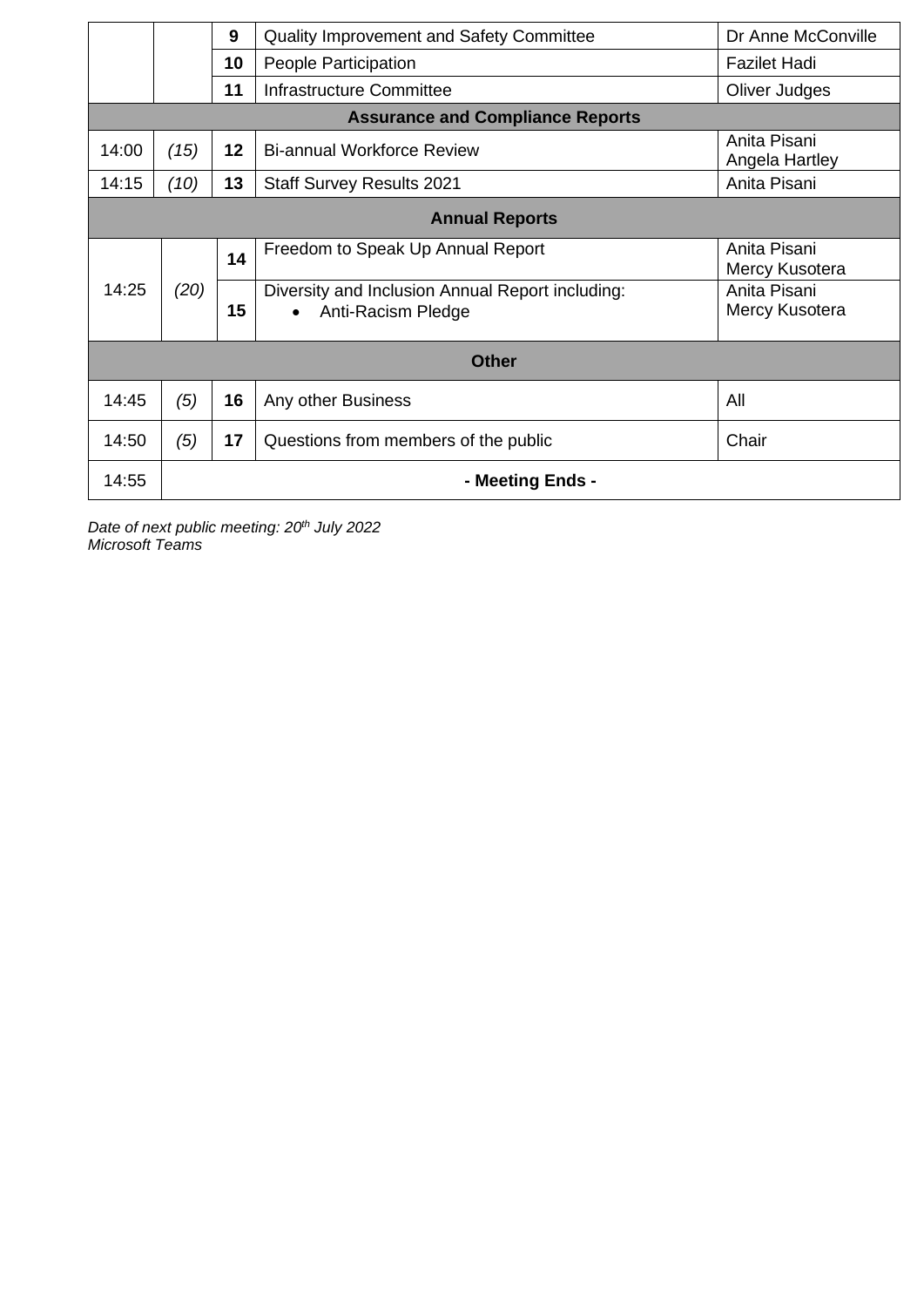| | | | | |
|---|---|---|---|---|
| | | **9** | Quality Improvement and Safety Committee | Dr Anne McConville |
| | | **10** | People Participation | Fazilet Hadi |
| | | **11** | Infrastructure Committee | Oliver Judges |
| **Assurance and Compliance Reports** | | | | |
| 14:00 | *(15)* | **12** | Bi-annual Workforce Review | Anita Pisani<br>Angela Hartley |
| 14:15 | *(10)* | **13** | Staff Survey Results 2021 | Anita Pisani |
| **Annual Reports** | | | | |
| 14:25 | *(20)* | **14** | Freedom to Speak Up Annual Report | Anita Pisani<br>Mercy Kusotera |
| | | **15** | Diversity and Inclusion Annual Report including:<br>• Anti-Racism Pledge | Anita Pisani<br>Mercy Kusotera |
| **Other** | | | | |
| 14:45 | *(5)* | **16** | Any other Business | All |
| 14:50 | *(5)* | **17** | Questions from members of the public | Chair |
| 14:55 | **- Meeting Ends -** | | | |

*Date of next public meeting: 20th July 2022*
*Microsoft Teams*